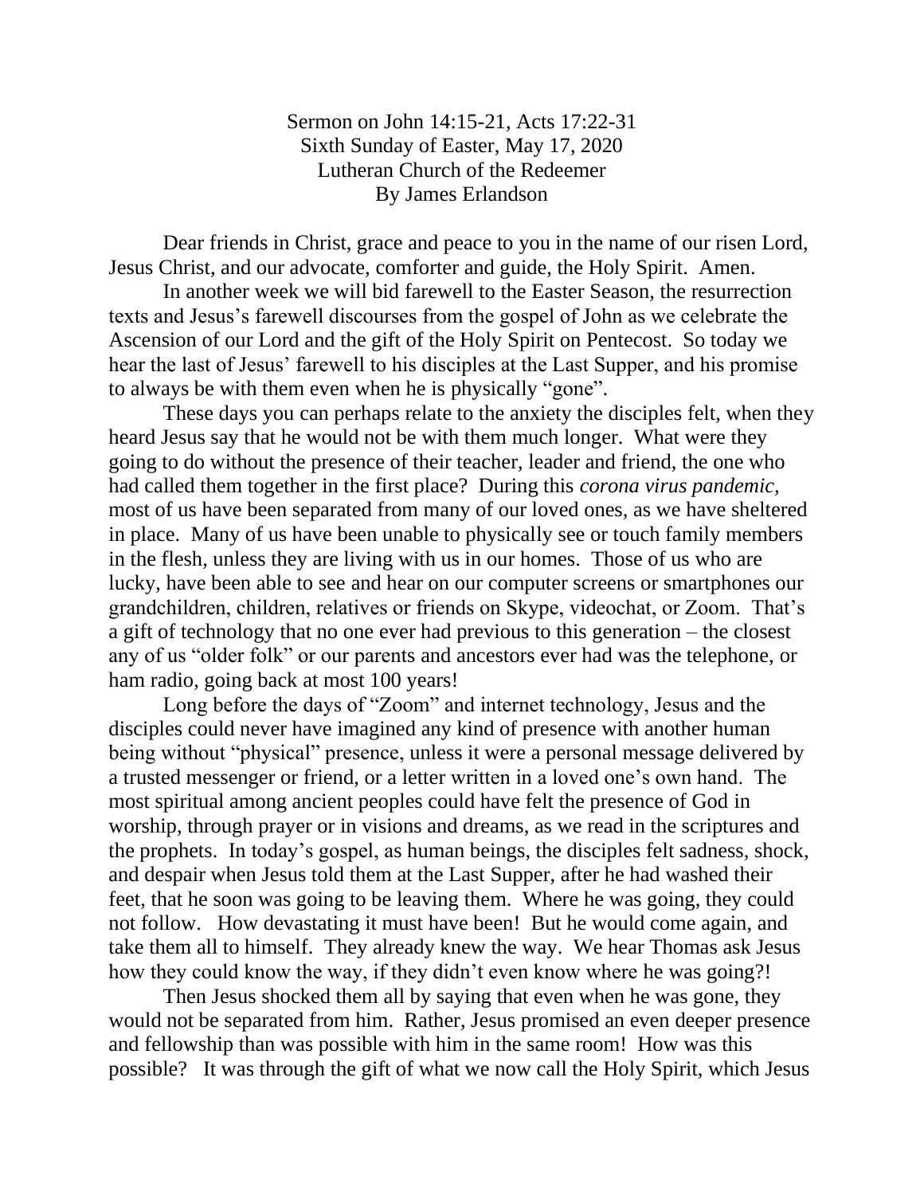Sermon on John 14:15-21, Acts 17:22-31
Sixth Sunday of Easter, May 17, 2020
Lutheran Church of the Redeemer
By James Erlandson

Dear friends in Christ, grace and peace to you in the name of our risen Lord, Jesus Christ, and our advocate, comforter and guide, the Holy Spirit. Amen.

In another week we will bid farewell to the Easter Season, the resurrection texts and Jesus's farewell discourses from the gospel of John as we celebrate the Ascension of our Lord and the gift of the Holy Spirit on Pentecost. So today we hear the last of Jesus' farewell to his disciples at the Last Supper, and his promise to always be with them even when he is physically "gone".

These days you can perhaps relate to the anxiety the disciples felt, when they heard Jesus say that he would not be with them much longer. What were they going to do without the presence of their teacher, leader and friend, the one who had called them together in the first place? During this *corona virus pandemic*, most of us have been separated from many of our loved ones, as we have sheltered in place. Many of us have been unable to physically see or touch family members in the flesh, unless they are living with us in our homes. Those of us who are lucky, have been able to see and hear on our computer screens or smartphones our grandchildren, children, relatives or friends on Skype, videochat, or Zoom. That's a gift of technology that no one ever had previous to this generation – the closest any of us "older folk" or our parents and ancestors ever had was the telephone, or ham radio, going back at most 100 years!

Long before the days of "Zoom" and internet technology, Jesus and the disciples could never have imagined any kind of presence with another human being without "physical" presence, unless it were a personal message delivered by a trusted messenger or friend, or a letter written in a loved one's own hand. The most spiritual among ancient peoples could have felt the presence of God in worship, through prayer or in visions and dreams, as we read in the scriptures and the prophets. In today's gospel, as human beings, the disciples felt sadness, shock, and despair when Jesus told them at the Last Supper, after he had washed their feet, that he soon was going to be leaving them. Where he was going, they could not follow. How devastating it must have been! But he would come again, and take them all to himself. They already knew the way. We hear Thomas ask Jesus how they could know the way, if they didn't even know where he was going?!

Then Jesus shocked them all by saying that even when he was gone, they would not be separated from him. Rather, Jesus promised an even deeper presence and fellowship than was possible with him in the same room! How was this possible? It was through the gift of what we now call the Holy Spirit, which Jesus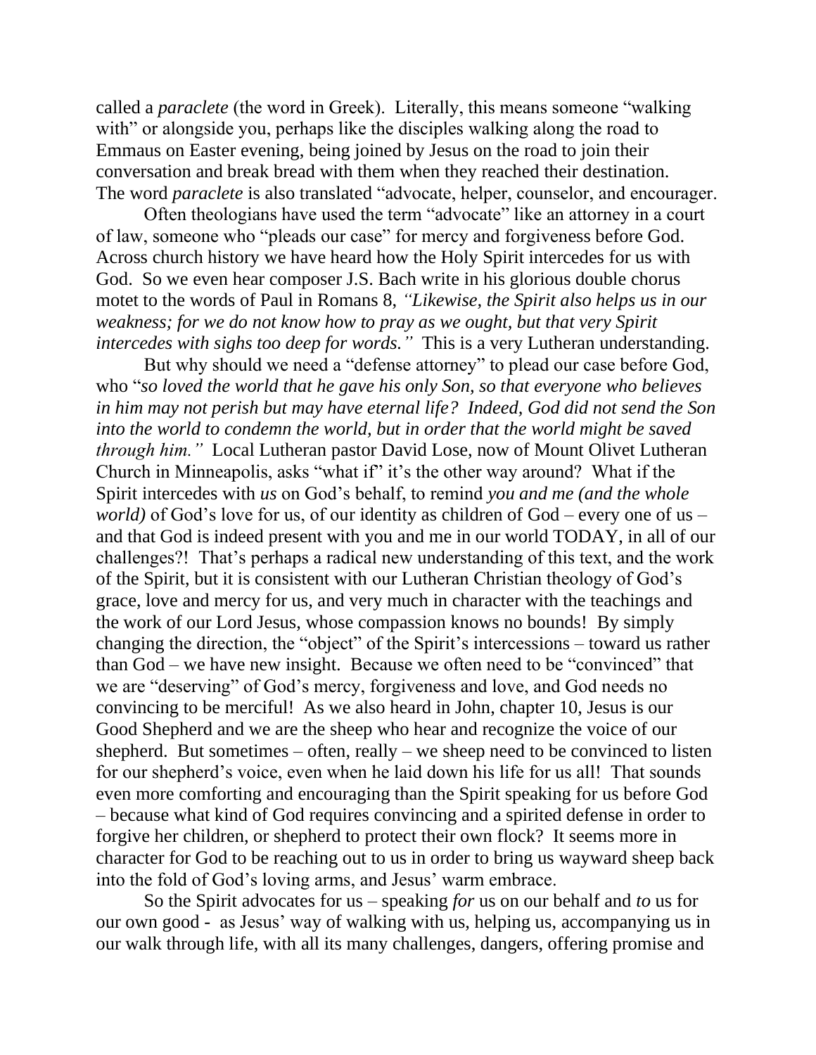called a *paraclete* (the word in Greek). Literally, this means someone "walking with" or alongside you, perhaps like the disciples walking along the road to Emmaus on Easter evening, being joined by Jesus on the road to join their conversation and break bread with them when they reached their destination. The word *paraclete* is also translated "advocate, helper, counselor, and encourager.

Often theologians have used the term "advocate" like an attorney in a court of law, someone who "pleads our case" for mercy and forgiveness before God. Across church history we have heard how the Holy Spirit intercedes for us with God. So we even hear composer J.S. Bach write in his glorious double chorus motet to the words of Paul in Romans 8, *"Likewise, the Spirit also helps us in our weakness; for we do not know how to pray as we ought, but that very Spirit intercedes with sighs too deep for words."* This is a very Lutheran understanding.

But why should we need a "defense attorney" to plead our case before God, who "*so loved the world that he gave his only Son, so that everyone who believes in him may not perish but may have eternal life? Indeed, God did not send the Son into the world to condemn the world, but in order that the world might be saved through him."* Local Lutheran pastor David Lose, now of Mount Olivet Lutheran Church in Minneapolis, asks "what if" it's the other way around? What if the Spirit intercedes with *us* on God's behalf, to remind *you and me (and the whole world)* of God's love for us, of our identity as children of God – every one of us – and that God is indeed present with you and me in our world TODAY, in all of our challenges?! That's perhaps a radical new understanding of this text, and the work of the Spirit, but it is consistent with our Lutheran Christian theology of God's grace, love and mercy for us, and very much in character with the teachings and the work of our Lord Jesus, whose compassion knows no bounds! By simply changing the direction, the "object" of the Spirit's intercessions – toward us rather than God – we have new insight. Because we often need to be "convinced" that we are "deserving" of God's mercy, forgiveness and love, and God needs no convincing to be merciful! As we also heard in John, chapter 10, Jesus is our Good Shepherd and we are the sheep who hear and recognize the voice of our shepherd. But sometimes – often, really – we sheep need to be convinced to listen for our shepherd's voice, even when he laid down his life for us all! That sounds even more comforting and encouraging than the Spirit speaking for us before God – because what kind of God requires convincing and a spirited defense in order to forgive her children, or shepherd to protect their own flock? It seems more in character for God to be reaching out to us in order to bring us wayward sheep back into the fold of God's loving arms, and Jesus' warm embrace.

So the Spirit advocates for us – speaking *for* us on our behalf and *to* us for our own good - as Jesus' way of walking with us, helping us, accompanying us in our walk through life, with all its many challenges, dangers, offering promise and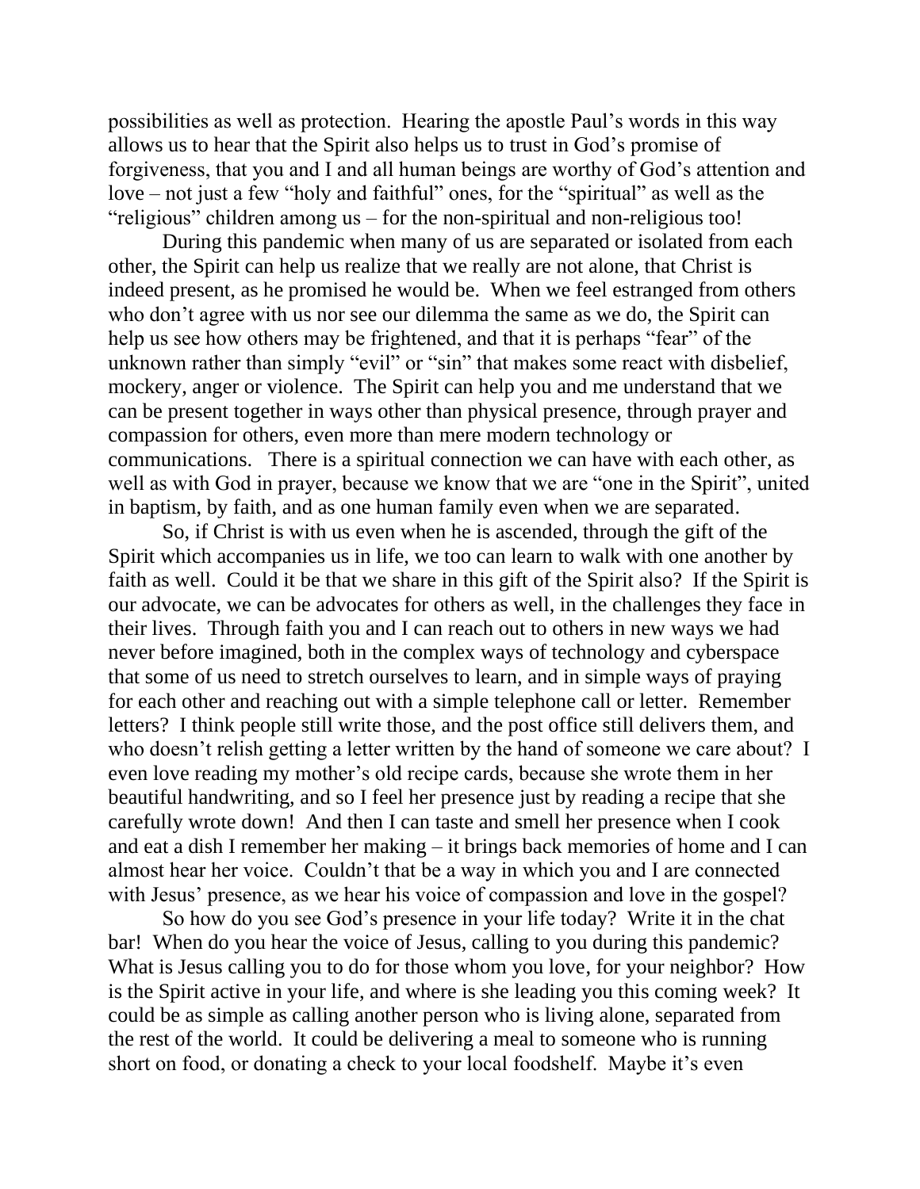possibilities as well as protection. Hearing the apostle Paul's words in this way allows us to hear that the Spirit also helps us to trust in God's promise of forgiveness, that you and I and all human beings are worthy of God's attention and love – not just a few "holy and faithful" ones, for the "spiritual" as well as the "religious" children among us – for the non-spiritual and non-religious too!

During this pandemic when many of us are separated or isolated from each other, the Spirit can help us realize that we really are not alone, that Christ is indeed present, as he promised he would be. When we feel estranged from others who don't agree with us nor see our dilemma the same as we do, the Spirit can help us see how others may be frightened, and that it is perhaps "fear" of the unknown rather than simply "evil" or "sin" that makes some react with disbelief, mockery, anger or violence. The Spirit can help you and me understand that we can be present together in ways other than physical presence, through prayer and compassion for others, even more than mere modern technology or communications. There is a spiritual connection we can have with each other, as well as with God in prayer, because we know that we are "one in the Spirit", united in baptism, by faith, and as one human family even when we are separated.

So, if Christ is with us even when he is ascended, through the gift of the Spirit which accompanies us in life, we too can learn to walk with one another by faith as well. Could it be that we share in this gift of the Spirit also? If the Spirit is our advocate, we can be advocates for others as well, in the challenges they face in their lives. Through faith you and I can reach out to others in new ways we had never before imagined, both in the complex ways of technology and cyberspace that some of us need to stretch ourselves to learn, and in simple ways of praying for each other and reaching out with a simple telephone call or letter. Remember letters? I think people still write those, and the post office still delivers them, and who doesn't relish getting a letter written by the hand of someone we care about? I even love reading my mother's old recipe cards, because she wrote them in her beautiful handwriting, and so I feel her presence just by reading a recipe that she carefully wrote down! And then I can taste and smell her presence when I cook and eat a dish I remember her making – it brings back memories of home and I can almost hear her voice. Couldn't that be a way in which you and I are connected with Jesus' presence, as we hear his voice of compassion and love in the gospel?

So how do you see God's presence in your life today? Write it in the chat bar! When do you hear the voice of Jesus, calling to you during this pandemic? What is Jesus calling you to do for those whom you love, for your neighbor? How is the Spirit active in your life, and where is she leading you this coming week? It could be as simple as calling another person who is living alone, separated from the rest of the world. It could be delivering a meal to someone who is running short on food, or donating a check to your local foodshelf. Maybe it's even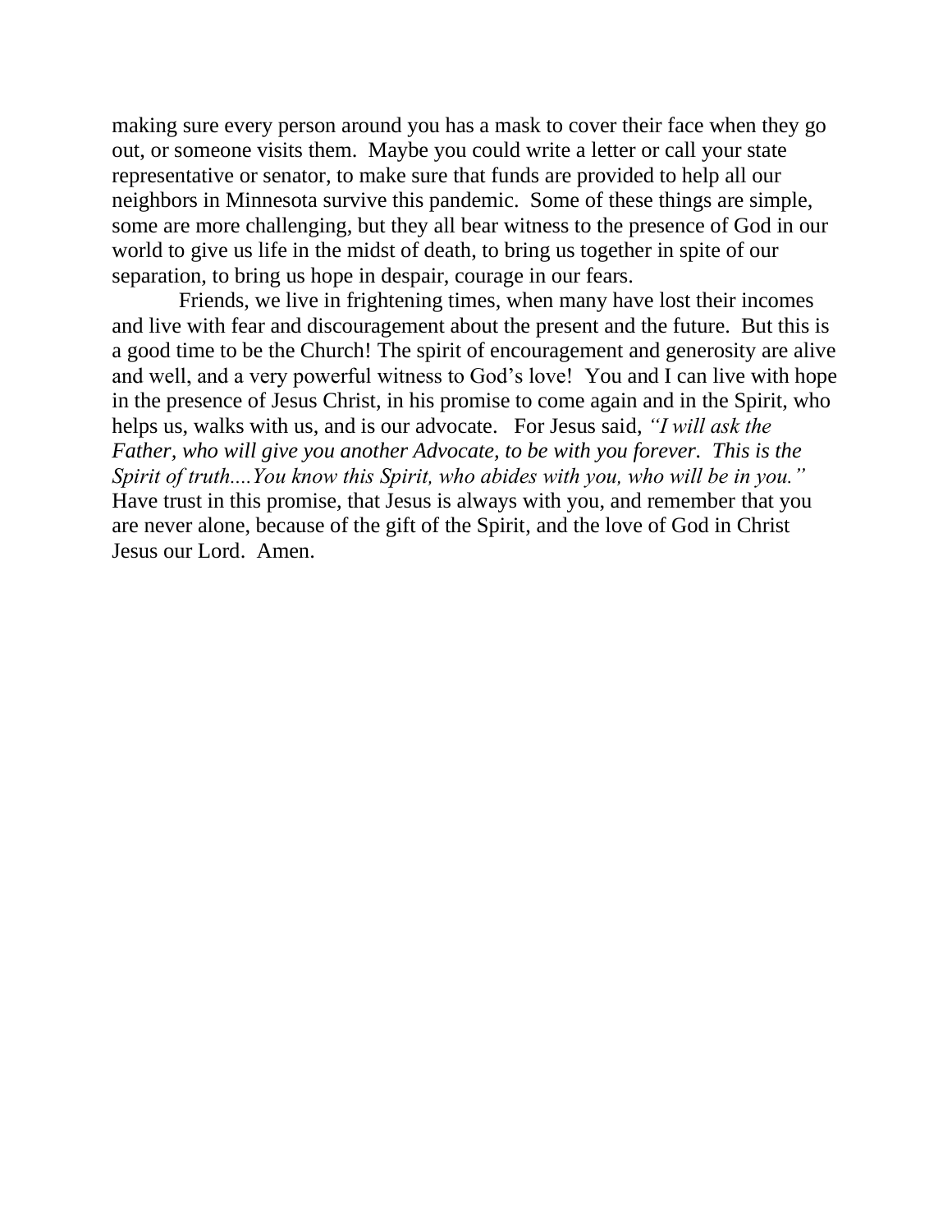making sure every person around you has a mask to cover their face when they go out, or someone visits them. Maybe you could write a letter or call your state representative or senator, to make sure that funds are provided to help all our neighbors in Minnesota survive this pandemic. Some of these things are simple, some are more challenging, but they all bear witness to the presence of God in our world to give us life in the midst of death, to bring us together in spite of our separation, to bring us hope in despair, courage in our fears.

Friends, we live in frightening times, when many have lost their incomes and live with fear and discouragement about the present and the future. But this is a good time to be the Church! The spirit of encouragement and generosity are alive and well, and a very powerful witness to God's love! You and I can live with hope in the presence of Jesus Christ, in his promise to come again and in the Spirit, who helps us, walks with us, and is our advocate. For Jesus said, *"I will ask the Father, who will give you another Advocate, to be with you forever. This is the Spirit of truth....You know this Spirit, who abides with you, who will be in you."* Have trust in this promise, that Jesus is always with you, and remember that you are never alone, because of the gift of the Spirit, and the love of God in Christ Jesus our Lord. Amen.